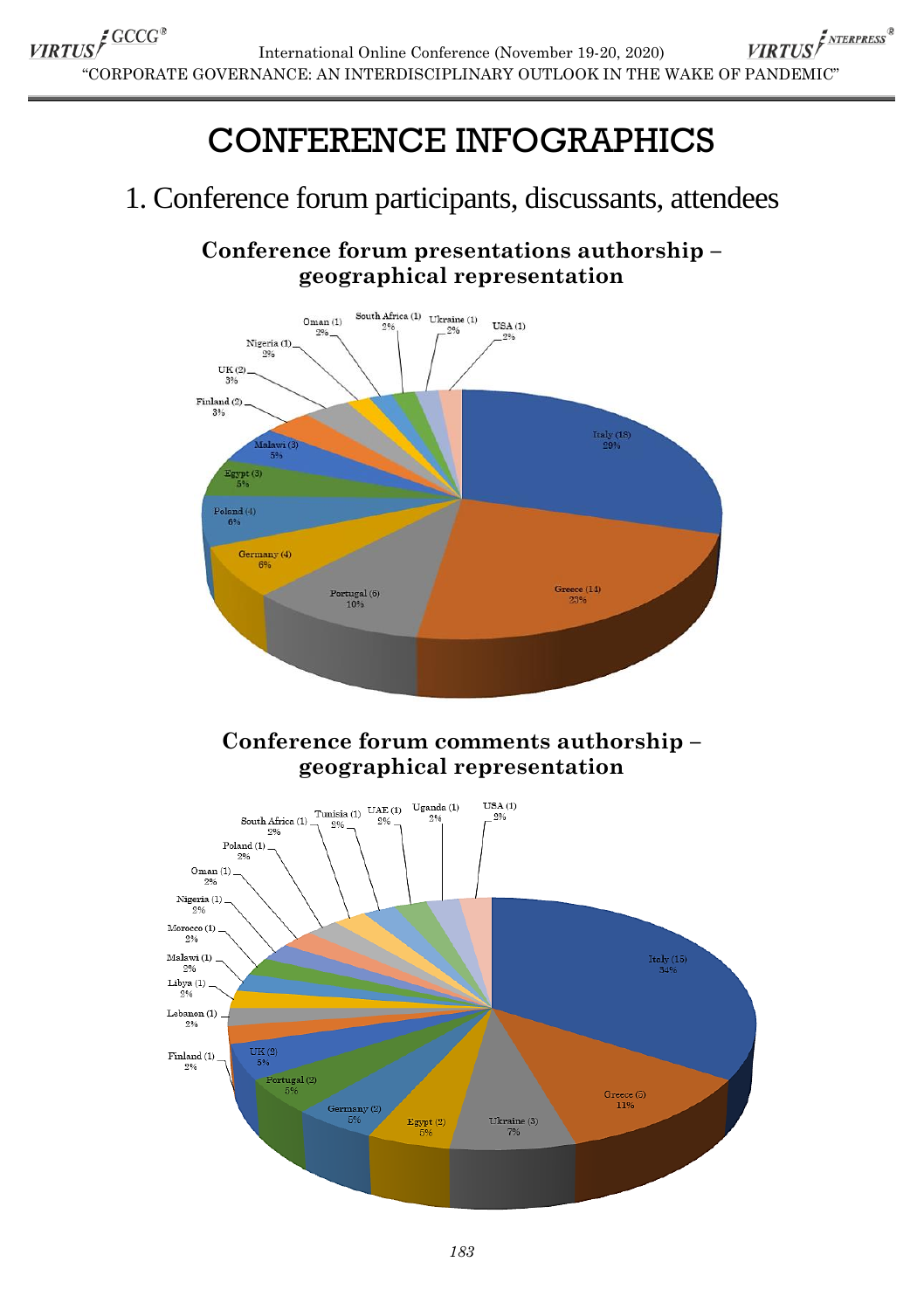# CONFERENCE INFOGRAPHICS

## 1. Conference forum participants, discussants, attendees

### Conference forum presentations authorship – geographical representation

Italy (18) 29%
Greece (14) 23%
Portugal (6) 10%
Germany (4) 6%
Poland (4) 6%
Egypt (3) 5%
Malawi (3) 5%
Finland (2) 3%
UK (2) 3%
Nigeria (1) 2%
Oman (1) 2%
South Africa (1) 2%
Ukraine (1) 2%
USA (1) 2%

### Conference forum comments authorship – geographical representation

Italy (15) 34%
Greece (5) 11%
Ukraine (3) 7%
Egypt (2) 5%
Germany (2) 5%
Portugal (2) 5%
UK (2) 5%
Finland (1) 2%
Lebanon (1) 2%
Libya (1) 2%
Malawi (1) 2%
Morocco (1) 2%
Nigeria (1) 2%
Oman (1) 2%
Poland (1) 2%
South Africa (1) 2%
Tunisia (1) 2%
UAE (1) 2%
Uganda (1) 2%
USA (1) 2%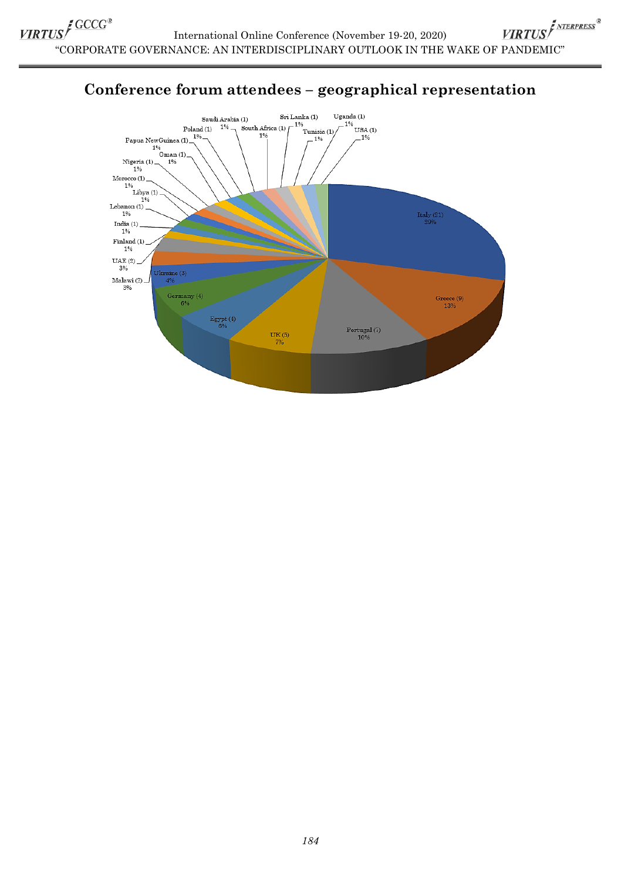# Conference forum attendees – geographical representation

Italy (21) 29%
Greece (9) 13%
Portugal (7) 10%
UK (5) 7%
Egypt (4) 6%
Germany (4) 6%
Ukraine (3) 4%
Malawi (2) 3%
UAE (2) 3%
Finland (1) 1%
India (1) 1%
Lebanon (1) 1%
Libya (1) 1%
Morocco (1) 1%
Nigeria (1) 1%
Oman (1) 1%
Papua NewGuinea (1) 1%
Poland (1) 1%
Saudi Arabia (1) 1%
South Africa (1) 1%
Sri Lanka (1) 1%
Tunisia (1) 1%
Uganda (1) 1%
USA (1) 1%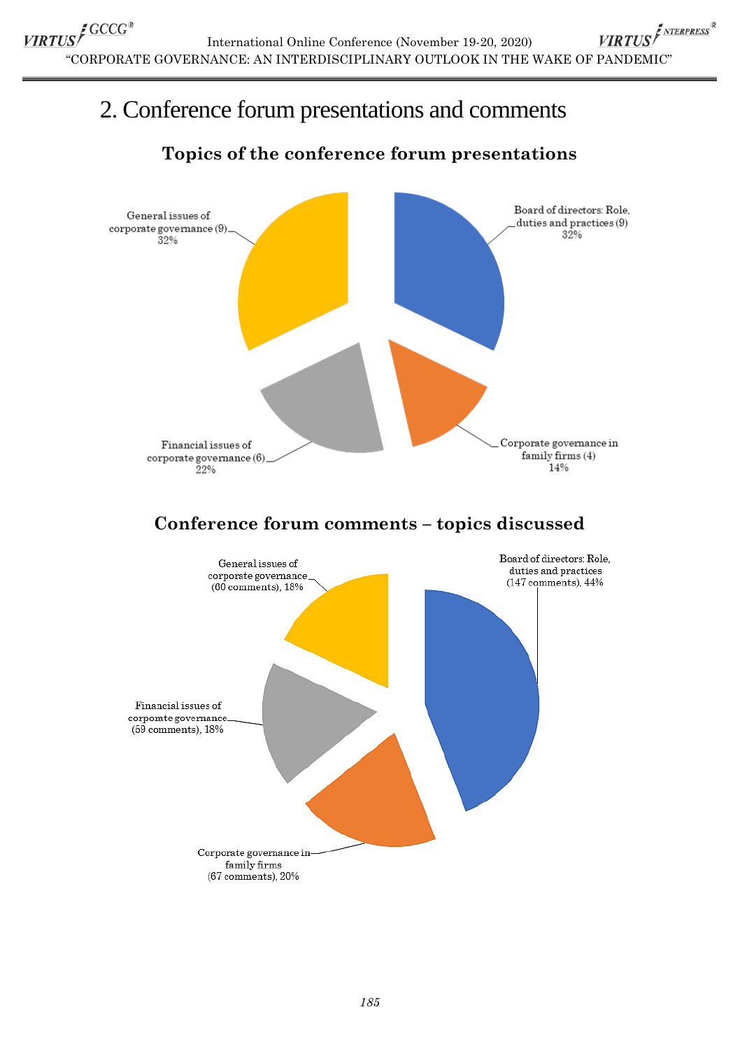# 2. Conference forum presentations and comments

### Topics of the conference forum presentations

General issues of corporate governance (9) 32%

Board of directors: Role, duties and practices (9) 32%

Financial issues of corporate governance (6) 22%

Corporate governance in family firms (4) 14%

### Conference forum comments – topics discussed

General issues of corporate governance (60 comments), 18%

Board of directors: Role, duties and practices (147 comments), 44%

Financial issues of corporate governance (59 comments), 18%

Corporate governance in family firms (67 comments), 20%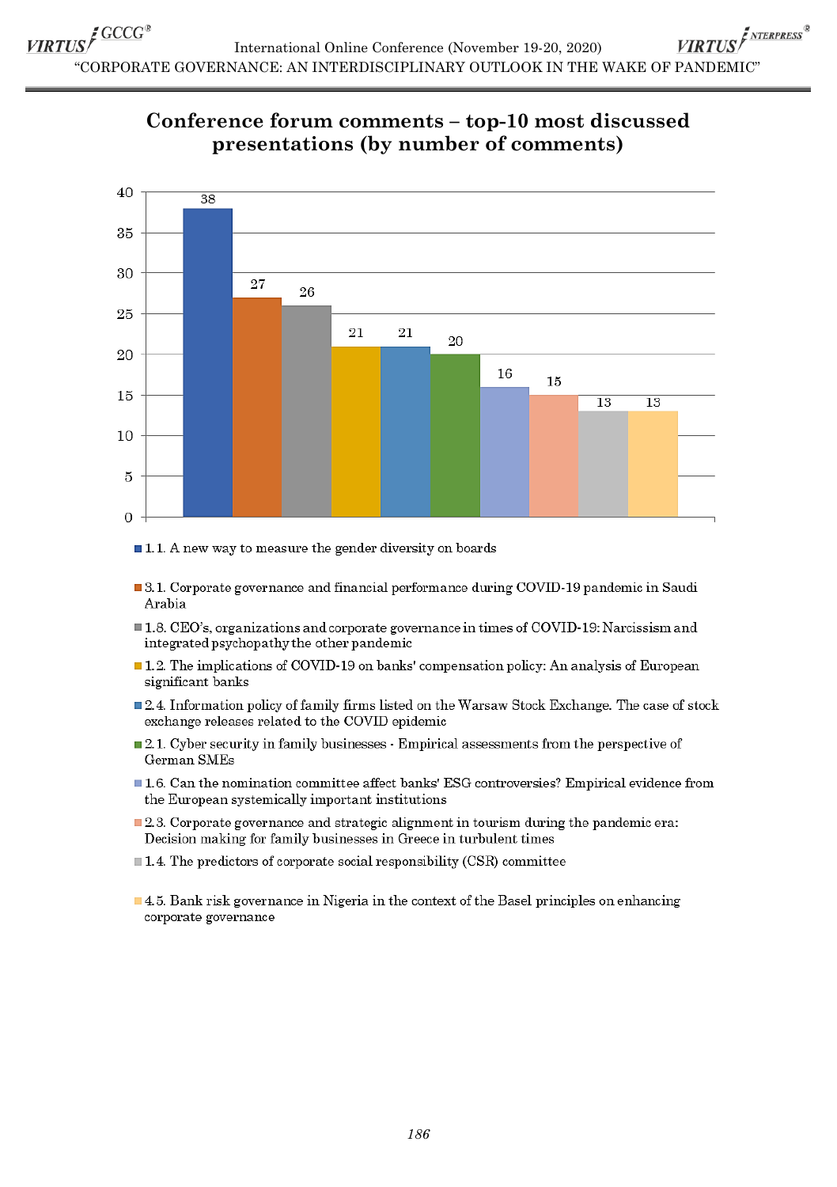## Conference forum comments – top-10 most discussed presentations (by number of comments)

| Presentation | Number of comments |
|---|---|
| 1.1. A new way to measure the gender diversity on boards | 38 |
| 3.1. Corporate governance and financial performance during COVID-19 pandemic in Saudi Arabia | 27 |
| 1.8. CEO's, organizations and corporate governance in times of COVID-19: Narcissism and integrated psychopathy the other pandemic | 26 |
| 1.2. The implications of COVID-19 on banks' compensation policy: An analysis of European significant banks | 21 |
| 2.4. Information policy of family firms listed on the Warsaw Stock Exchange. The case of stock exchange releases related to the COVID epidemic | 21 |
| 2.1. Cyber security in family businesses - Empirical assessments from the perspective of German SMEs | 20 |
| 1.6. Can the nomination committee affect banks' ESG controversies? Empirical evidence from the European systemically important institutions | 16 |
| 2.3. Corporate governance and strategic alignment in tourism during the pandemic era: Decision making for family businesses in Greece in turbulent times | 15 |
| 1.4. The predictors of corporate social responsibility (CSR) committee | 13 |
| 4.5. Bank risk governance in Nigeria in the context of the Basel principles on enhancing corporate governance | 13 |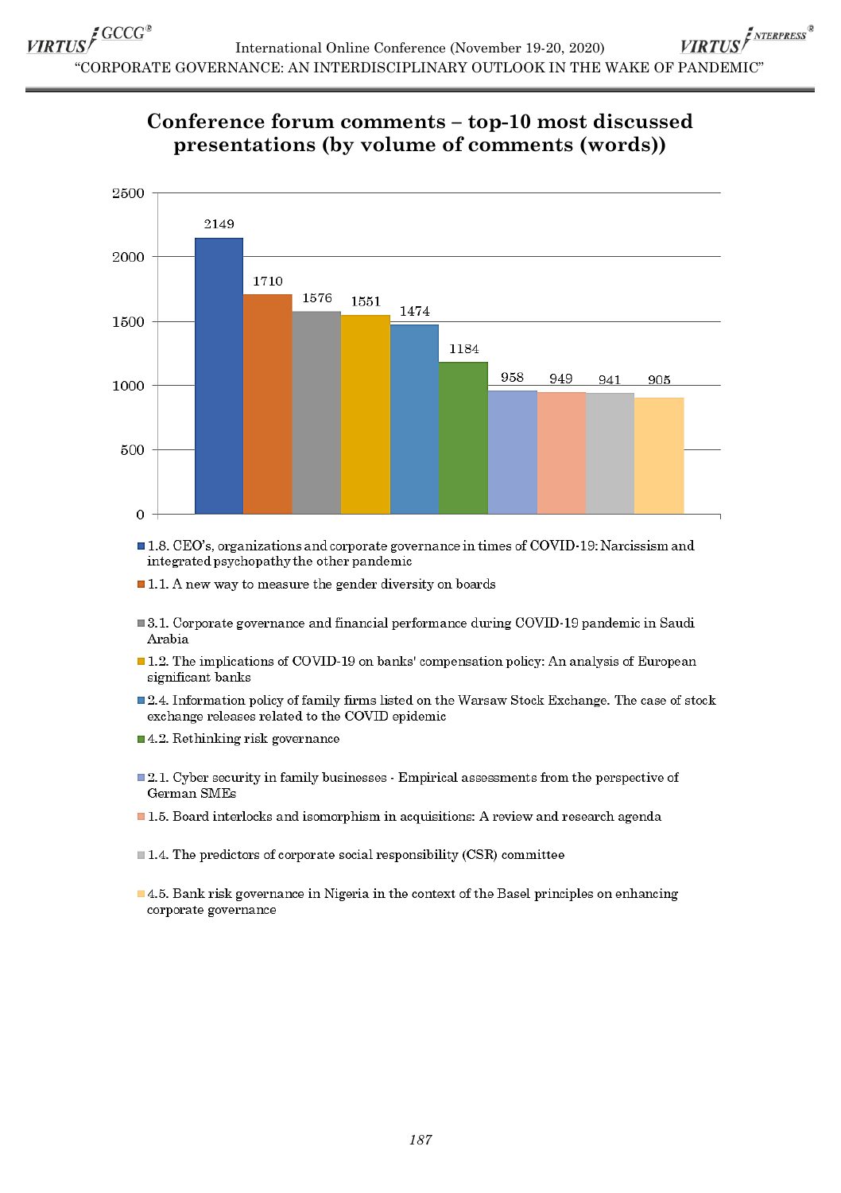## Conference forum comments – top-10 most discussed presentations (by volume of comments (words))

| Presentation | Volume of comments (words) |
|---|---|
| 1.8. CEO's, organizations and corporate governance in times of COVID-19: Narcissism and integrated psychopathy the other pandemic | 2149 |
| 1.1. A new way to measure the gender diversity on boards | 1710 |
| 3.1. Corporate governance and financial performance during COVID-19 pandemic in Saudi Arabia | 1576 |
| 1.2. The implications of COVID-19 on banks' compensation policy: An analysis of European significant banks | 1551 |
| 2.4. Information policy of family firms listed on the Warsaw Stock Exchange. The case of stock exchange releases related to the COVID epidemic | 1474 |
| 4.2. Rethinking risk governance | 1184 |
| 2.1. Cyber security in family businesses - Empirical assessments from the perspective of German SMEs | 958 |
| 1.5. Board interlocks and isomorphism in acquisitions: A review and research agenda | 949 |
| 1.4. The predictors of corporate social responsibility (CSR) committee | 941 |
| 4.5. Bank risk governance in Nigeria in the context of the Basel principles on enhancing corporate governance | 905 |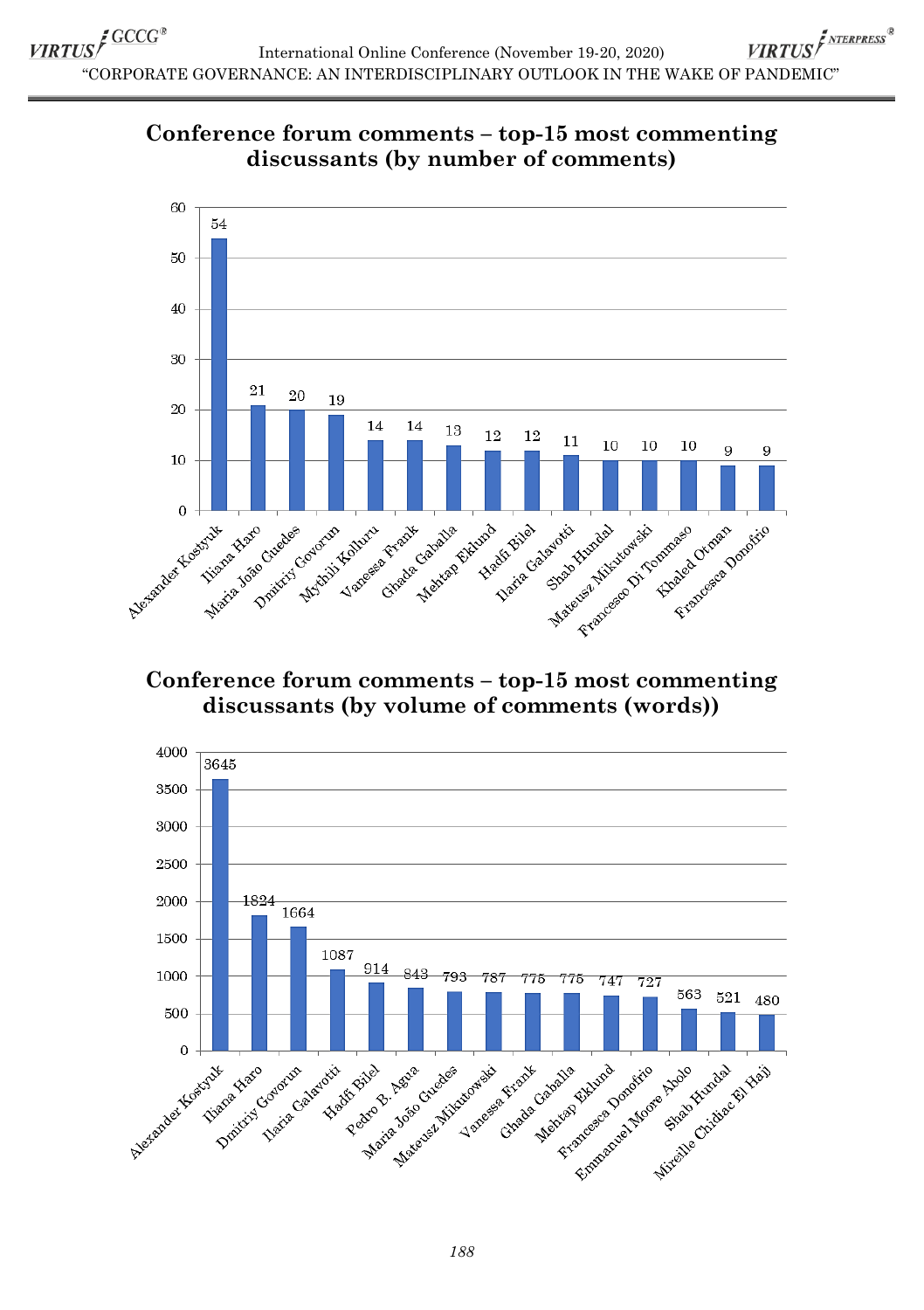## Conference forum comments – top-15 most commenting discussants (by number of comments)

| Discussant | Number of comments |
|---|---|
| Alexander Kostyuk | 54 |
| Iliana Haro | 21 |
| Maria João Guedes | 20 |
| Dmitriy Govorun | 19 |
| Mythili Kolluru | 14 |
| Vanessa Frank | 14 |
| Ghada Gaballa | 13 |
| Mehtap Eklund | 12 |
| Hadfi Bilel | 12 |
| Ilaria Galavotti | 11 |
| Shab Hundal | 10 |
| Mateusz Mikutowski | 10 |
| Francesco Di Tommaso | 10 |
| Khaled Otman | 9 |
| Francesca Donofrio | 9 |

## Conference forum comments – top-15 most commenting discussants (by volume of comments (words))

| Discussant | Volume of comments (words) |
|---|---|
| Alexander Kostyuk | 3645 |
| Iliana Haro | 1824 |
| Dmitriy Govorun | 1664 |
| Ilaria Galavotti | 1087 |
| Hadfi Bilel | 914 |
| Pedro B. Agua | 843 |
| Maria João Guedes | 793 |
| Mateusz Mikutowski | 787 |
| Vanessa Frank | 775 |
| Ghada Gaballa | 775 |
| Mehtap Eklund | 747 |
| Francesca Donofrio | 727 |
| Emmanuel Moore Abolo | 563 |
| Shab Hundal | 521 |
| Mireille Chidiac El Hajj | 480 |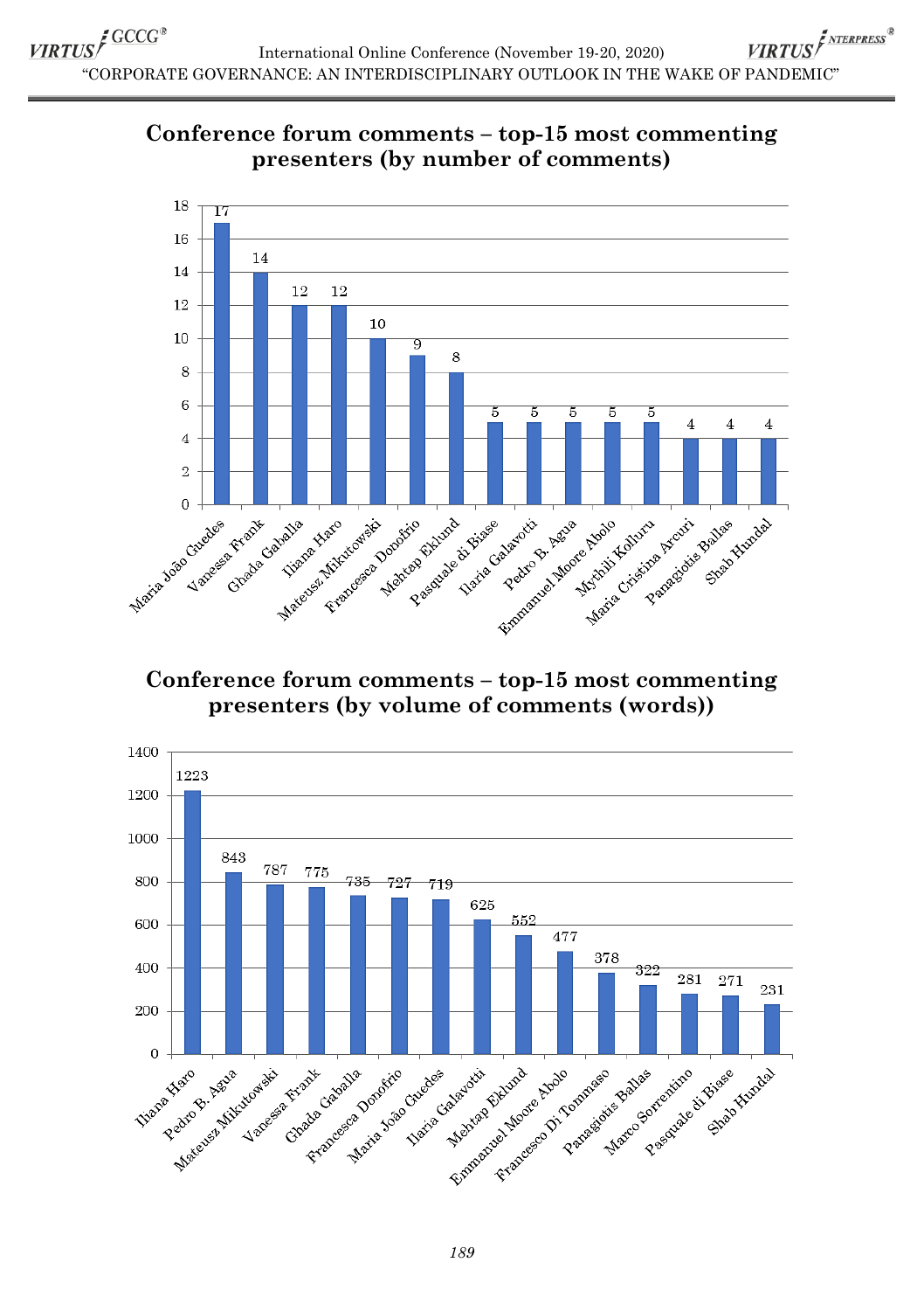**Conference forum comments – top-15 most commenting presenters (by number of comments)**

18
16
14
12
10
8
6
4
2
0

17
14
12
12
10
9
8
5
5
5
5
5
4
4
4

Maria João Guedes
Vanessa Frank
Ghada Gaballa
Iliana Haro
Mateusz Mikutowski
Francesca Donofrio
Mehtap Eklund
Pasquale di Biase
Ilaria Galavotti
Pedro B. Agua
Emmanuel Moore Abolo
Mythili Kolluru
Maria Cristina Arcuri
Panagiotis Ballas
Shab Hundal

**Conference forum comments – top-15 most commenting presenters (by volume of comments (words))**

1400
1200
1000
800
600
400
200
0

1223
843
787
775
735
727
719
625
552
477
378
322
281
271
231

Iliana Haro
Pedro B. Agua
Mateusz Mikutowski
Vanessa Frank
Ghada Gaballa
Francesca Donofrio
Maria João Guedes
Ilaria Galavotti
Mehtap Eklund
Emmanuel Moore Abolo
Francesco Di Tommaso
Panagiotis Ballas
Marco Sorrentino
Pasquale di Biase
Shab Hundal